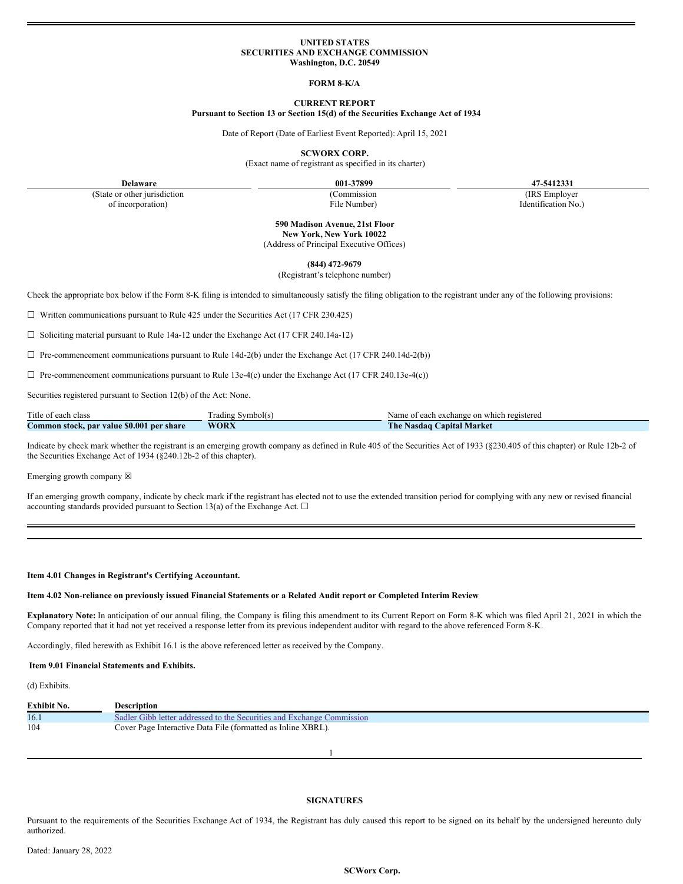**UNITED STATES**
**SECURITIES AND EXCHANGE COMMISSION**
**Washington, D.C. 20549**

**FORM 8-K/A**

**CURRENT REPORT**
**Pursuant to Section 13 or Section 15(d) of the Securities Exchange Act of 1934**

Date of Report (Date of Earliest Event Reported): April 15, 2021

**SCWORX CORP.**
(Exact name of registrant as specified in its charter)

| **Delaware** | **001-37899** | **47-5412331** |
|---|---|---|
| (State or other jurisdiction of incorporation) | (Commission File Number) | (IRS Employer Identification No.) |

**590 Madison Avenue, 21st Floor**
**New York, New York 10022**
(Address of Principal Executive Offices)

**(844) 472-9679**
(Registrant's telephone number)

Check the appropriate box below if the Form 8-K filing is intended to simultaneously satisfy the filing obligation to the registrant under any of the following provisions:

☐ Written communications pursuant to Rule 425 under the Securities Act (17 CFR 230.425)

☐ Soliciting material pursuant to Rule 14a-12 under the Exchange Act (17 CFR 240.14a-12)

☐ Pre-commencement communications pursuant to Rule 14d-2(b) under the Exchange Act (17 CFR 240.14d-2(b))

☐ Pre-commencement communications pursuant to Rule 13e-4(c) under the Exchange Act (17 CFR 240.13e-4(c))

Securities registered pursuant to Section 12(b) of the Act: None.

| Title of each class | Trading Symbol(s) | Name of each exchange on which registered |
|---|---|---|
| **Common stock, par value $0.001 per share** | **WORX** | **The Nasdaq Capital Market** |

Indicate by check mark whether the registrant is an emerging growth company as defined in Rule 405 of the Securities Act of 1933 (§230.405 of this chapter) or Rule 12b-2 of the Securities Exchange Act of 1934 (§240.12b-2 of this chapter).

Emerging growth company ☒

If an emerging growth company, indicate by check mark if the registrant has elected not to use the extended transition period for complying with any new or revised financial accounting standards provided pursuant to Section 13(a) of the Exchange Act. ☐

**Item 4.01 Changes in Registrant's Certifying Accountant.**

**Item 4.02 Non-reliance on previously issued Financial Statements or a Related Audit report or Completed Interim Review**

**Explanatory Note:** In anticipation of our annual filing, the Company is filing this amendment to its Current Report on Form 8-K which was filed April 21, 2021 in which the Company reported that it had not yet received a response letter from its previous independent auditor with regard to the above referenced Form 8-K.

Accordingly, filed herewith as Exhibit 16.1 is the above referenced letter as received by the Company.

**Item 9.01 Financial Statements and Exhibits.**

(d) Exhibits.

| **Exhibit No.** | **Description** |
|---|---|
| 16.1 | Sadler Gibb letter addressed to the Securities and Exchange Commission |
| 104 | Cover Page Interactive Data File (formatted as Inline XBRL). |

**SIGNATURES**

Pursuant to the requirements of the Securities Exchange Act of 1934, the Registrant has duly caused this report to be signed on its behalf by the undersigned hereunto duly authorized.

Dated: January 28, 2022

**SCWorx Corp.**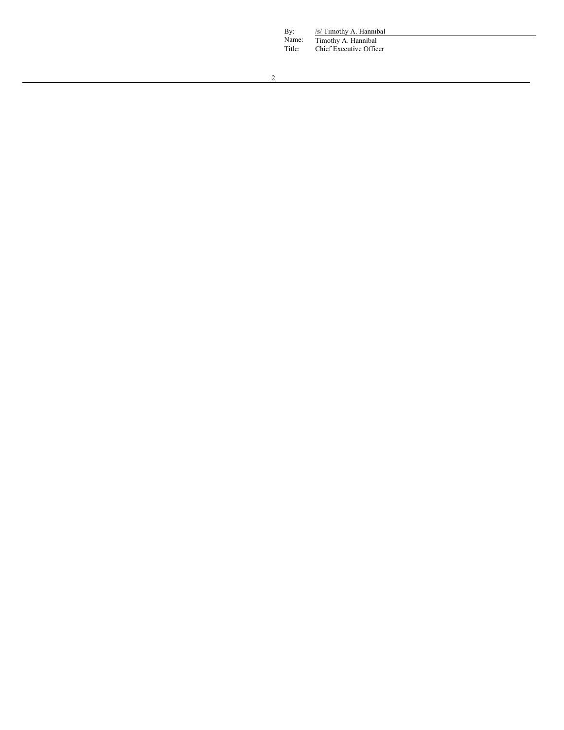| | |
|---|---|
| By: | /s/ Timothy A. Hannibal |
| Name: | Timothy A. Hannibal |
| Title: | Chief Executive Officer |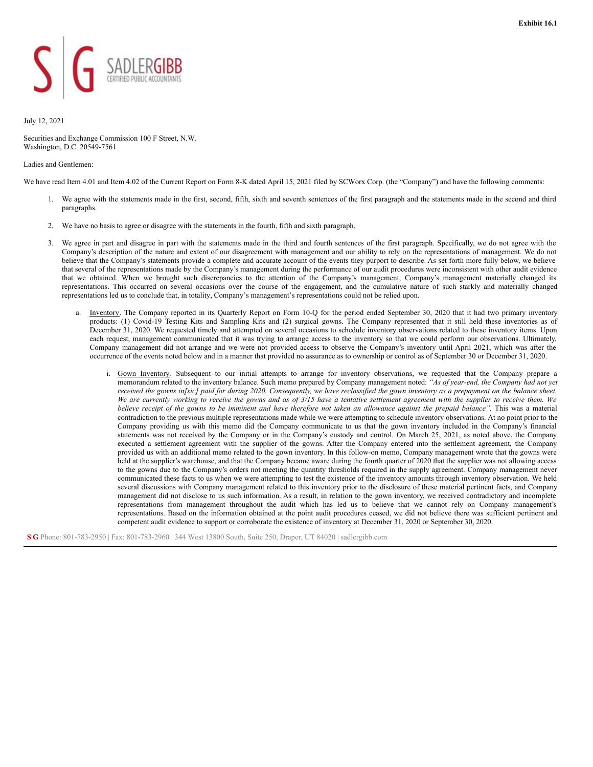**Exhibit 16.1**

SADLERGIBB
CERTIFIED PUBLIC ACCOUNTANTS

July 12, 2021

Securities and Exchange Commission 100 F Street, N.W.
Washington, D.C. 20549-7561

Ladies and Gentlemen:

We have read Item 4.01 and Item 4.02 of the Current Report on Form 8-K dated April 15, 2021 filed by SCWorx Corp. (the "Company") and have the following comments:

1. We agree with the statements made in the first, second, fifth, sixth and seventh sentences of the first paragraph and the statements made in the second and third paragraphs.

2. We have no basis to agree or disagree with the statements in the fourth, fifth and sixth paragraph.

3. We agree in part and disagree in part with the statements made in the third and fourth sentences of the first paragraph. Specifically, we do not agree with the Company's description of the nature and extent of our disagreement with management and our ability to rely on the representations of management. We do not believe that the Company's statements provide a complete and accurate account of the events they purport to describe. As set forth more fully below, we believe that several of the representations made by the Company's management during the performance of our audit procedures were inconsistent with other audit evidence that we obtained. When we brought such discrepancies to the attention of the Company's management, Company's management materially changed its representations. This occurred on several occasions over the course of the engagement, and the cumulative nature of such starkly and materially changed representations led us to conclude that, in totality, Company's management's representations could not be relied upon.

   a. Inventory. The Company reported in its Quarterly Report on Form 10-Q for the period ended September 30, 2020 that it had two primary inventory products: (1) Covid-19 Testing Kits and Sampling Kits and (2) surgical gowns. The Company represented that it still held these inventories as of December 31, 2020. We requested timely and attempted on several occasions to schedule inventory observations related to these inventory items. Upon each request, management communicated that it was trying to arrange access to the inventory so that we could perform our observations. Ultimately, Company management did not arrange and we were not provided access to observe the Company's inventory until April 2021, which was after the occurrence of the events noted below and in a manner that provided no assurance as to ownership or control as of September 30 or December 31, 2020.

      i. Gown Inventory. Subsequent to our initial attempts to arrange for inventory observations, we requested that the Company prepare a memorandum related to the inventory balance. Such memo prepared by Company management noted: *"As of year-end, the Company had not yet received the gowns in[sic] paid for during 2020. Consequently, we have reclassified the gown inventory as a prepayment on the balance sheet. We are currently working to receive the gowns and as of 3/15 have a tentative settlement agreement with the supplier to receive them. We believe receipt of the gowns to be imminent and have therefore not taken an allowance against the prepaid balance".* This was a material contradiction to the previous multiple representations made while we were attempting to schedule inventory observations. At no point prior to the Company providing us with this memo did the Company communicate to us that the gown inventory included in the Company's financial statements was not received by the Company or in the Company's custody and control. On March 25, 2021, as noted above, the Company executed a settlement agreement with the supplier of the gowns. After the Company entered into the settlement agreement, the Company provided us with an additional memo related to the gown inventory. In this follow-on memo, Company management wrote that the gowns were held at the supplier's warehouse, and that the Company became aware during the fourth quarter of 2020 that the supplier was not allowing access to the gowns due to the Company's orders not meeting the quantity thresholds required in the supply agreement. Company management never communicated these facts to us when we were attempting to test the existence of the inventory amounts through inventory observation. We held several discussions with Company management related to this inventory prior to the disclosure of these material pertinent facts, and Company management did not disclose to us such information. As a result, in relation to the gown inventory, we received contradictory and incomplete representations from management throughout the audit which has led us to believe that we cannot rely on Company management's representations. Based on the information obtained at the point audit procedures ceased, we did not believe there was sufficient pertinent and competent audit evidence to support or corroborate the existence of inventory at December 31, 2020 or September 30, 2020.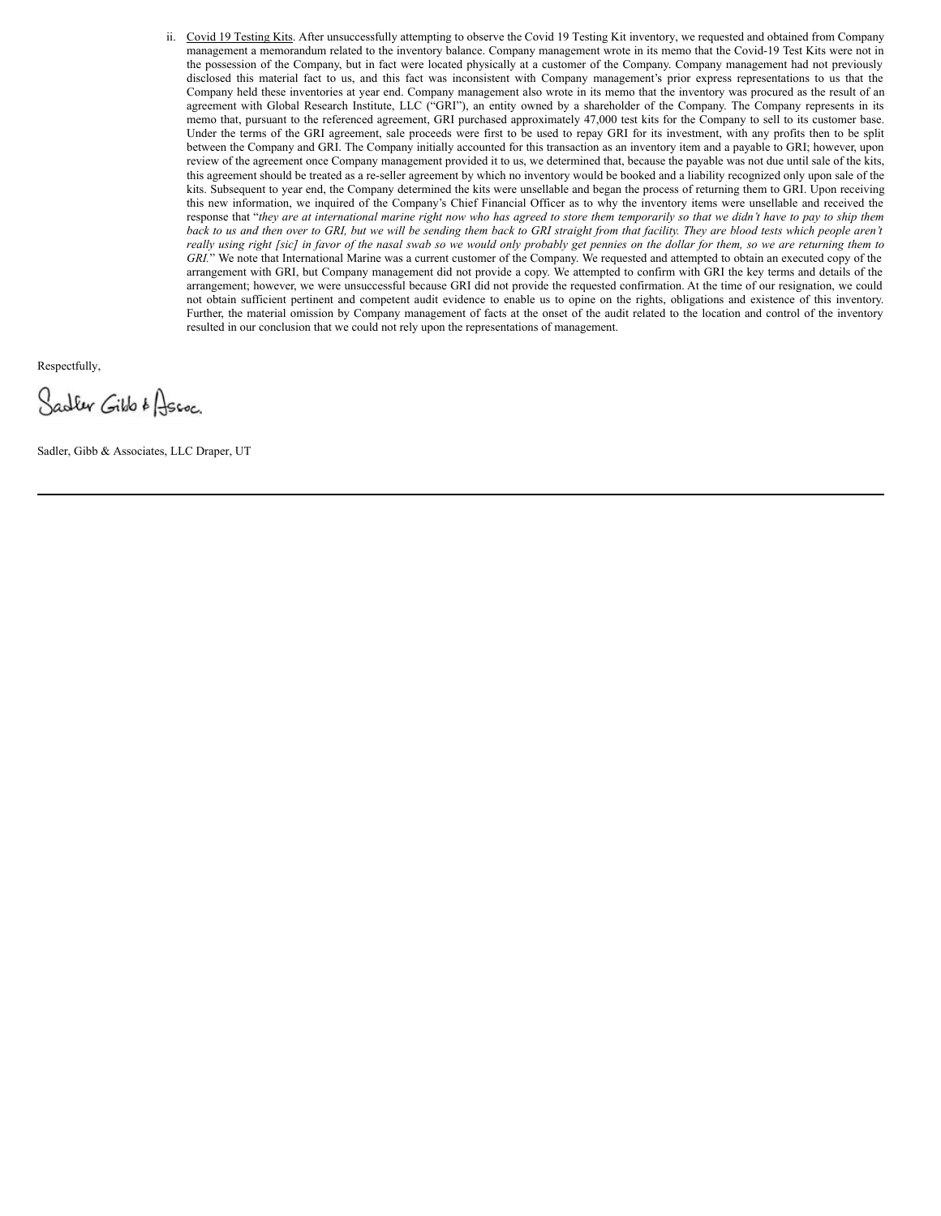ii. <u>Covid 19 Testing Kits</u>. After unsuccessfully attempting to observe the Covid 19 Testing Kit inventory, we requested and obtained from Company management a memorandum related to the inventory balance. Company management wrote in its memo that the Covid-19 Test Kits were not in the possession of the Company, but in fact were located physically at a customer of the Company. Company management had not previously disclosed this material fact to us, and this fact was inconsistent with Company management's prior express representations to us that the Company held these inventories at year end. Company management also wrote in its memo that the inventory was procured as the result of an agreement with Global Research Institute, LLC ("GRI"), an entity owned by a shareholder of the Company. The Company represents in its memo that, pursuant to the referenced agreement, GRI purchased approximately 47,000 test kits for the Company to sell to its customer base. Under the terms of the GRI agreement, sale proceeds were first to be used to repay GRI for its investment, with any profits then to be split between the Company and GRI. The Company initially accounted for this transaction as an inventory item and a payable to GRI; however, upon review of the agreement once Company management provided it to us, we determined that, because the payable was not due until sale of the kits, this agreement should be treated as a re-seller agreement by which no inventory would be booked and a liability recognized only upon sale of the kits. Subsequent to year end, the Company determined the kits were unsellable and began the process of returning them to GRI. Upon receiving this new information, we inquired of the Company's Chief Financial Officer as to why the inventory items were unsellable and received the response that "*they are at international marine right now who has agreed to store them temporarily so that we didn't have to pay to ship them back to us and then over to GRI, but we will be sending them back to GRI straight from that facility. They are blood tests which people aren't really using right [sic] in favor of the nasal swab so we would only probably get pennies on the dollar for them, so we are returning them to GRI.*" We note that International Marine was a current customer of the Company. We requested and attempted to obtain an executed copy of the arrangement with GRI, but Company management did not provide a copy. We attempted to confirm with GRI the key terms and details of the arrangement; however, we were unsuccessful because GRI did not provide the requested confirmation. At the time of our resignation, we could not obtain sufficient pertinent and competent audit evidence to enable us to opine on the rights, obligations and existence of this inventory. Further, the material omission by Company management of facts at the onset of the audit related to the location and control of the inventory resulted in our conclusion that we could not rely upon the representations of management.

Respectfully,

Sadler Gibb & Assoc.

Sadler, Gibb & Associates, LLC Draper, UT